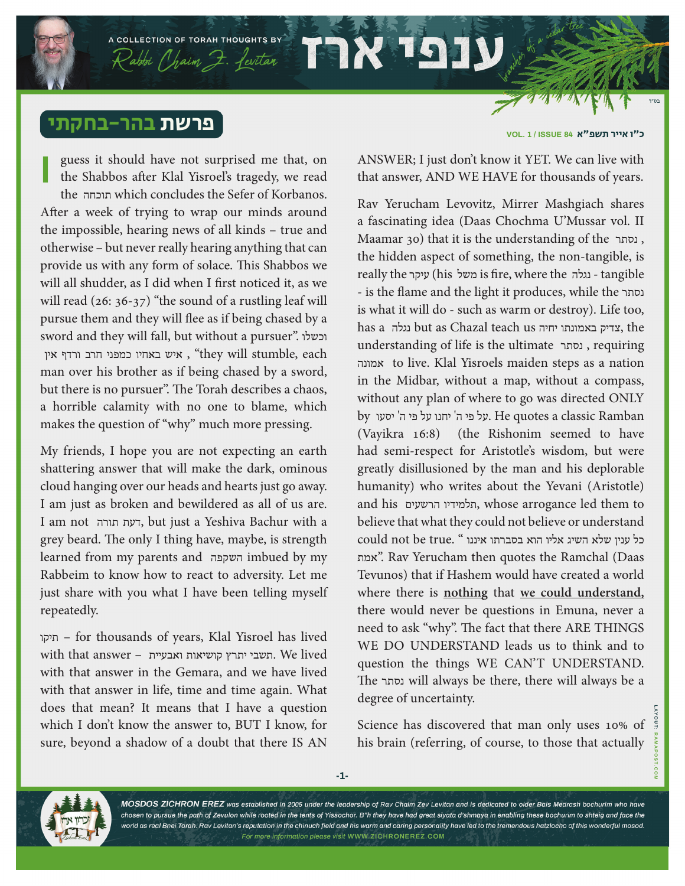# ענפי ארז

A COLLECTION OF TORAH THOUGHTS BY Rabbi Chaim Z. Levitan

## פרשת בהר-בחקתי

כ"ו אייר תשפ"א VOL. 1 / ISSUE 84

I guess it should have not surprised me that, on the Shabbos after Klal Yisroel's tragedy, we read the תוכחה which concludes the Sefer of Korbanos. After a week of trying to wrap our minds around the impossible, hearing news of all kinds – true and otherwise – but never really hearing anything that can provide us with any form of solace. This Shabbos we will all shudder, as I did when I first noticed it, as we will read (26: 36-37) "the sound of a rustling leaf will pursue them and they will flee as if being chased by a sword and they will fall, but without a pursuer". וכשלו איש באחיו כמפני חרב ורדף אין , "they will stumble, each man over his brother as if being chased by a sword, but there is no pursuer". The Torah describes a chaos, a horrible calamity with no one to blame, which makes the question of "why" much more pressing.

My friends, I hope you are not expecting an earth shattering answer that will make the dark, ominous cloud hanging over our heads and hearts just go away. I am just as broken and bewildered as all of us are. I am not דעת תורה, but just a Yeshiva Bachur with a grey beard. The only I thing have, maybe, is strength learned from my parents and השקפה imbued by my Rabbeim to know how to react to adversity. Let me just share with you what I have been telling myself repeatedly.

תיקו – for thousands of years, Klal Yisroel has lived with that answer – תשבי יתרץ קושיאות ואבעיית. We lived with that answer in the Gemara, and we have lived with that answer in life, time and time again. What does that mean? It means that I have a question which I don't know the answer to, BUT I know, for sure, beyond a shadow of a doubt that there IS AN ANSWER; I just don't know it YET. We can live with that answer, AND WE HAVE for thousands of years.

Rav Yerucham Levovitz, Mirrer Mashgiach shares a fascinating idea (Daas Chochma U'Mussar vol. II Maamar 30) that it is the understanding of the נסתר , the hidden aspect of something, the non-tangible, is really the עיקר (his משל is fire, where the נגלה - tangible - is the flame and the light it produces, while the נסתר is what it will do - such as warm or destroy). Life too, has a נגלה but as Chazal teach us צדיק באמונתו יחיה, the understanding of life is the ultimate נסתר , requiring אמונה to live. Klal Yisroels maiden steps as a nation in the Midbar, without a map, without a compass, without any plan of where to go was directed ONLY by על פי ה' יחנו על פי ה' יסעו. He quotes a classic Ramban (Vayikra 16:8) (the Rishonim seemed to have had semi-respect for Aristotle's wisdom, but were greatly disillusioned by the man and his deplorable humanity) who writes about the Yevani (Aristotle) and his תלמידיו הרשעים, whose arrogance led them to believe that what they could not believe or understand could not be true. " כל ענין שלא השיג אליו הוא בסברתו איננו אמת". Rav Yerucham then quotes the Ramchal (Daas Tevunos) that if Hashem would have created a world where there is **nothing** that **we could understand,** there would never be questions in Emuna, never a need to ask "why". The fact that there ARE THINGS WE DO UNDERSTAND leads us to think and to question the things WE CAN'T UNDERSTAND. The נסתר will always be there, there will always be a degree of uncertainty.

Science has discovered that man only uses 10% of his brain (referring, of course, to those that actually

*MOSDOS ZICHRON EREZ was established in 2005 under the leadership of Rav Chaim Zev Levitan and is dedicated to older Bais Medrash bochurim who have chosen to pursue the path of Zevulon while rooted in the tents of Yissochor. B"H they have had great siyata d'shmaya in enabling these bochurim to shteig and face the world as real Bnei Torah. Rav Levitan's reputation in the chinuch field and his warm and caring personality have led to the tremendous hatzlocho of this wonderful mosod. For more information please visit WWW.ZICHRONEREZ.COM*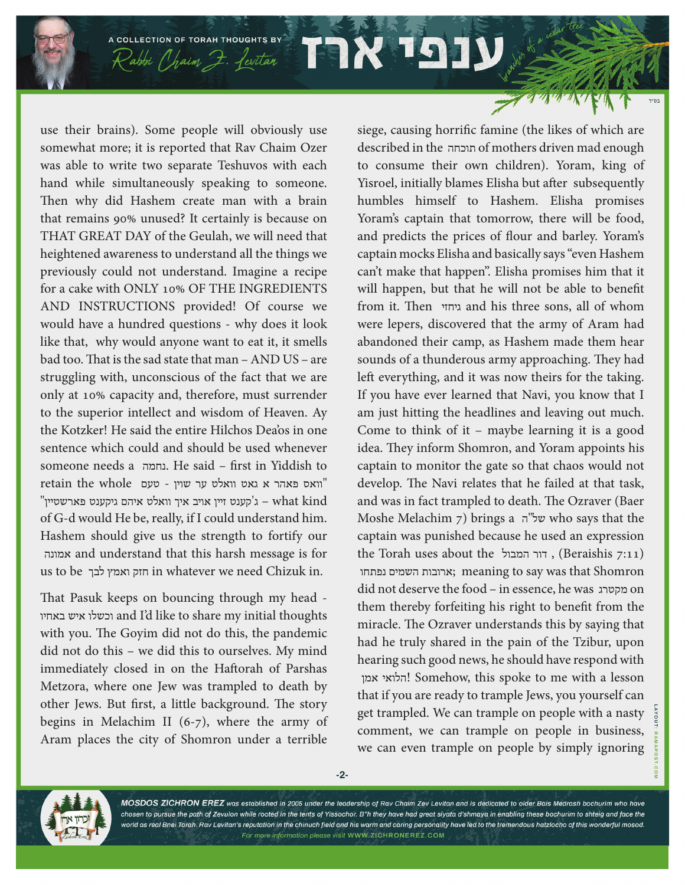use their brains). Some people will obviously use somewhat more; it is reported that Rav Chaim Ozer was able to write two separate Teshuvos with each hand while simultaneously speaking to someone. Then why did Hashem create man with a brain that remains 90% unused? It certainly is because on THAT GREAT DAY of the Geulah, we will need that heightened awareness to understand all the things we previously could not understand. Imagine a recipe for a cake with ONLY 10% OF THE INGREDIENTS AND INSTRUCTIONS provided! Of course we would have a hundred questions - why does it look like that, why would anyone want to eat it, it smells bad too. That is the sad state that man – AND US – are struggling with, unconscious of the fact that we are only at 10% capacity and, therefore, must surrender to the superior intellect and wisdom of Heaven. Ay the Kotzker! He said the entire Hilchos Dea'os in one sentence which could and should be used whenever someone needs a נחמה. He said – first in Yiddish to retain the whole טעם - "וואס פאהר א גאט וואלט ער שוין ג'קענט זיין אויב איך וואלט איהם גיקענט פארשטיין" – what kind of G-d would He be, really, if I could understand him. Hashem should give us the strength to fortify our אמונה and understand that this harsh message is for us to be חזק ואמץ לבך in whatever we need Chizuk in.

That Pasuk keeps on bouncing through my head - וכשלו איש באחיו and I'd like to share my initial thoughts with you. The Goyim did not do this, the pandemic did not do this – we did this to ourselves. My mind immediately closed in on the Haftorah of Parshas Metzora, where one Jew was trampled to death by other Jews. But first, a little background. The story begins in Melachim II (6-7), where the army of Aram places the city of Shomron under a terrible siege, causing horrific famine (the likes of which are described in the תוכחה of mothers driven mad enough to consume their own children). Yoram, king of Yisroel, initially blames Elisha but after subsequently humbles himself to Hashem. Elisha promises Yoram's captain that tomorrow, there will be food, and predicts the prices of flour and barley. Yoram's captain mocks Elisha and basically says "even Hashem can't make that happen". Elisha promises him that it will happen, but that he will not be able to benefit from it. Then גיחזי and his three sons, all of whom were lepers, discovered that the army of Aram had abandoned their camp, as Hashem made them hear sounds of a thunderous army approaching. They had left everything, and it was now theirs for the taking. If you have ever learned that Navi, you know that I am just hitting the headlines and leaving out much. Come to think of it – maybe learning it is a good idea. They inform Shomron, and Yoram appoints his captain to monitor the gate so that chaos would not develop. The Navi relates that he failed at that task, and was in fact trampled to death. The Ozraver (Baer Moshe Melachim 7) brings a של"ה who says that the captain was punished because he used an expression the Torah uses about the דור המבול, (Beraishis 7:11) ארובות השמים נפתחו; meaning to say was that Shomron did not deserve the food – in essence, he was מקטרג on them thereby forfeiting his right to benefit from the miracle. The Ozraver understands this by saying that had he truly shared in the pain of the Tzibur, upon hearing such good news, he should have respond with הלואי אמן! Somehow, this spoke to me with a lesson that if you are ready to trample Jews, you yourself can get trampled. We can trample on people with a nasty comment, we can trample on people in business, we can even trample on people by simply ignoring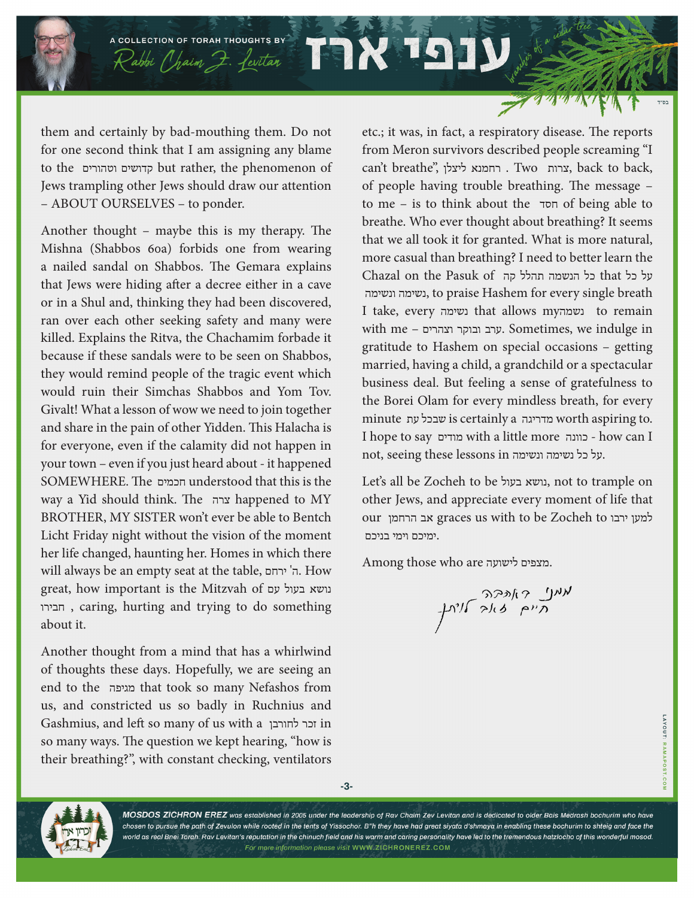them and certainly by bad-mouthing them. Do not for one second think that I am assigning any blame to the קדושים וטהורים but rather, the phenomenon of Jews trampling other Jews should draw our attention – ABOUT OURSELVES – to ponder.

Another thought – maybe this is my therapy. The Mishna (Shabbos 60a) forbids one from wearing a nailed sandal on Shabbos. The Gemara explains that Jews were hiding after a decree either in a cave or in a Shul and, thinking they had been discovered, ran over each other seeking safety and many were killed. Explains the Ritva, the Chachamim forbade it because if these sandals were to be seen on Shabbos, they would remind people of the tragic event which would ruin their Simchas Shabbos and Yom Tov. Givalt! What a lesson of wow we need to join together and share in the pain of other Yidden. This Halacha is for everyone, even if the calamity did not happen in your town – even if you just heard about - it happened SOMEWHERE. The חכמים understood that this is the way a Yid should think. The צרה happened to MY BROTHER, MY SISTER won't ever be able to Bentch Licht Friday night without the vision of the moment her life changed, haunting her. Homes in which there will always be an empty seat at the table, ה' ירחם. How great, how important is the Mitzvah of נושא בעול עם חבירו, caring, hurting and trying to do something about it.

Another thought from a mind that has a whirlwind of thoughts these days. Hopefully, we are seeing an end to the מגיפה that took so many Nefashos from us, and constricted us so badly in Ruchnius and Gashmius, and left so many of us with a זכר לחורבן in so many ways. The question we kept hearing, "how is their breathing?", with constant checking, ventilators etc.; it was, in fact, a respiratory disease. The reports from Meron survivors described people screaming "I can't breathe", רחמנא ליצלן. Two צרות, back to back, of people having trouble breathing. The message – to me – is to think about the חסד of being able to breathe. Who ever thought about breathing? It seems that we all took it for granted. What is more natural, more casual than breathing? I need to better learn the Chazal on the Pasuk of כל הנשמה תהלל קה that על כל נשימה ונשימה, to praise Hashem for every single breath I take, every נשימה that allows my נשמה to remain with me – ערב ובוקר וצהרים. Sometimes, we indulge in gratitude to Hashem on special occasions – getting married, having a child, a grandchild or a spectacular business deal. But feeling a sense of gratefulness to the Borei Olam for every mindless breath, for every minute שבכל עת is certainly a מדריגה worth aspiring to. I hope to say מודים with a little more כוונה - how can I not, seeing these lessons in על כל נשימה ונשימה.

Let's all be Zocheh to be נושא בעול, not to trample on other Jews, and appreciate every moment of life that our אב הרחמן graces us with to be Zocheh to למען ירבו ימיכם וימי בניכם.

Among those who are מצפים לישועה.

מתוך דאגה ואהבה
חיים זאב לויתן